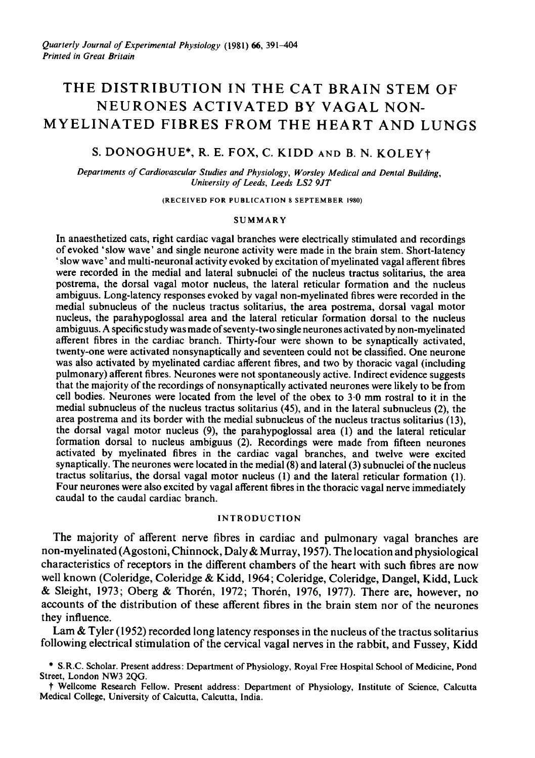*Quarterly Journal of Experimental Physiology* (1981) **66**, 391–404
*Printed in Great Britain*

# THE DISTRIBUTION IN THE CAT BRAIN STEM OF NEURONES ACTIVATED BY VAGAL NON-MYELINATED FIBRES FROM THE HEART AND LUNGS

S. DONOGHUE*, R. E. FOX, C. KIDD AND B. N. KOLEY†

*Departments of Cardiovascular Studies and Physiology, Worsley Medical and Dental Building, University of Leeds, Leeds LS2 9JT*

(RECEIVED FOR PUBLICATION 8 SEPTEMBER 1980)

## SUMMARY

In anaesthetized cats, right cardiac vagal branches were electrically stimulated and recordings of evoked 'slow wave' and single neurone activity were made in the brain stem. Short-latency 'slow wave' and multi-neuronal activity evoked by excitation of myelinated vagal afferent fibres were recorded in the medial and lateral subnuclei of the nucleus tractus solitarius, the area postrema, the dorsal vagal motor nucleus, the lateral reticular formation and the nucleus ambiguus. Long-latency responses evoked by vagal non-myelinated fibres were recorded in the medial subnucleus of the nucleus tractus solitarius, the area postrema, dorsal vagal motor nucleus, the parahypoglossal area and the lateral reticular formation dorsal to the nucleus ambiguus. A specific study was made of seventy-two single neurones activated by non-myelinated afferent fibres in the cardiac branch. Thirty-four were shown to be synaptically activated, twenty-one were activated nonsynaptically and seventeen could not be classified. One neurone was also activated by myelinated cardiac afferent fibres, and two by thoracic vagal (including pulmonary) afferent fibres. Neurones were not spontaneously active. Indirect evidence suggests that the majority of the recordings of nonsynaptically activated neurones were likely to be from cell bodies. Neurones were located from the level of the obex to 3·0 mm rostral to it in the medial subnucleus of the nucleus tractus solitarius (45), and in the lateral subnucleus (2), the area postrema and its border with the medial subnucleus of the nucleus tractus solitarius (13), the dorsal vagal motor nucleus (9), the parahypoglossal area (1) and the lateral reticular formation dorsal to nucleus ambiguus (2). Recordings were made from fifteen neurones activated by myelinated fibres in the cardiac vagal branches, and twelve were excited synaptically. The neurones were located in the medial (8) and lateral (3) subnuclei of the nucleus tractus solitarius, the dorsal vagal motor nucleus (1) and the lateral reticular formation (1). Four neurones were also excited by vagal afferent fibres in the thoracic vagal nerve immediately caudal to the caudal cardiac branch.

## INTRODUCTION

The majority of afferent nerve fibres in cardiac and pulmonary vagal branches are non-myelinated (Agostoni, Chinnock, Daly & Murray, 1957). The location and physiological characteristics of receptors in the different chambers of the heart with such fibres are now well known (Coleridge, Coleridge & Kidd, 1964; Coleridge, Coleridge, Dangel, Kidd, Luck & Sleight, 1973; Oberg & Thorén, 1972; Thorén, 1976, 1977). There are, however, no accounts of the distribution of these afferent fibres in the brain stem nor of the neurones they influence.

Lam & Tyler (1952) recorded long latency responses in the nucleus of the tractus solitarius following electrical stimulation of the cervical vagal nerves in the rabbit, and Fussey, Kidd

\* S.R.C. Scholar. Present address: Department of Physiology, Royal Free Hospital School of Medicine, Pond Street, London NW3 2QG.

† Wellcome Research Fellow. Present address: Department of Physiology, Institute of Science, Calcutta Medical College, University of Calcutta, Calcutta, India.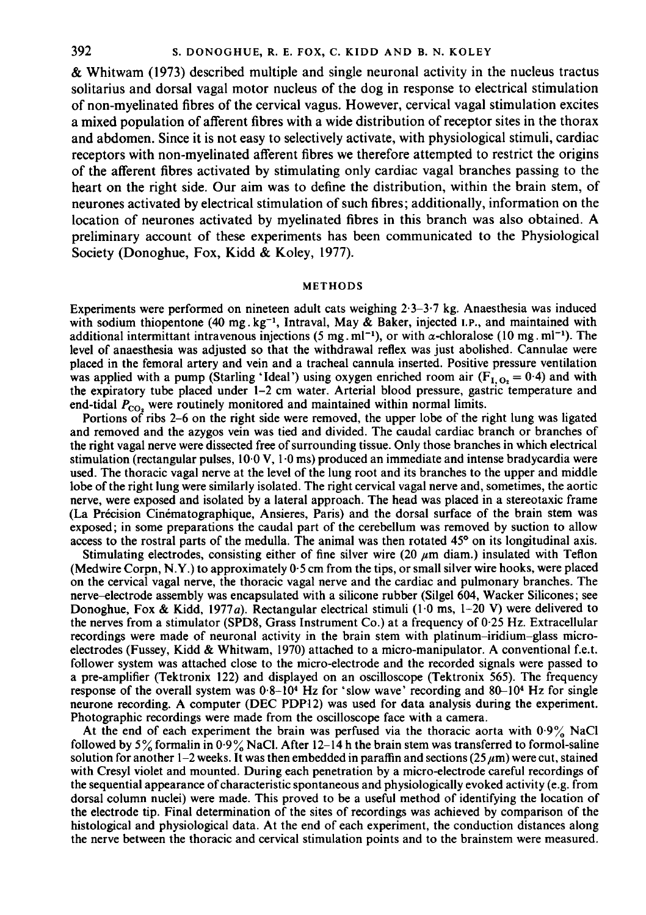& Whitwam (1973) described multiple and single neuronal activity in the nucleus tractus solitarius and dorsal vagal motor nucleus of the dog in response to electrical stimulation of non-myelinated fibres of the cervical vagus. However, cervical vagal stimulation excites a mixed population of afferent fibres with a wide distribution of receptor sites in the thorax and abdomen. Since it is not easy to selectively activate, with physiological stimuli, cardiac receptors with non-myelinated afferent fibres we therefore attempted to restrict the origins of the afferent fibres activated by stimulating only cardiac vagal branches passing to the heart on the right side. Our aim was to define the distribution, within the brain stem, of neurones activated by electrical stimulation of such fibres; additionally, information on the location of neurones activated by myelinated fibres in this branch was also obtained. A preliminary account of these experiments has been communicated to the Physiological Society (Donoghue, Fox, Kidd & Koley, 1977).

## METHODS

Experiments were performed on nineteen adult cats weighing 2·3–3·7 kg. Anaesthesia was induced with sodium thiopentone (40 mg.kg$^{-1}$, Intraval, May & Baker, injected I.P., and maintained with additional intermittant intravenous injections (5 mg.ml$^{-1}$), or with $\alpha$-chloralose (10 mg.ml$^{-1}$). The level of anaesthesia was adjusted so that the withdrawal reflex was just abolished. Cannulae were placed in the femoral artery and vein and a tracheal cannula inserted. Positive pressure ventilation was applied with a pump (Starling 'Ideal') using oxygen enriched room air ($F_{I,O_2} = 0\cdot4$) and with the expiratory tube placed under 1–2 cm water. Arterial blood pressure, gastric temperature and end-tidal $P_{CO_2}$ were routinely monitored and maintained within normal limits.

Portions of ribs 2–6 on the right side were removed, the upper lobe of the right lung was ligated and removed and the azygos vein was tied and divided. The caudal cardiac branch or branches of the right vagal nerve were dissected free of surrounding tissue. Only those branches in which electrical stimulation (rectangular pulses, 10·0 V, 1·0 ms) produced an immediate and intense bradycardia were used. The thoracic vagal nerve at the level of the lung root and its branches to the upper and middle lobe of the right lung were similarly isolated. The right cervical vagal nerve and, sometimes, the aortic nerve, were exposed and isolated by a lateral approach. The head was placed in a stereotaxic frame (La Précision Cinématographique, Ansieres, Paris) and the dorsal surface of the brain stem was exposed; in some preparations the caudal part of the cerebellum was removed by suction to allow access to the rostral parts of the medulla. The animal was then rotated 45° on its longitudinal axis.

Stimulating electrodes, consisting either of fine silver wire (20 $\mu$m diam.) insulated with Teflon (Medwire Corpn, N.Y.) to approximately 0·5 cm from the tips, or small silver wire hooks, were placed on the cervical vagal nerve, the thoracic vagal nerve and the cardiac and pulmonary branches. The nerve–electrode assembly was encapsulated with a silicone rubber (Silgel 604, Wacker Silicones; see Donoghue, Fox & Kidd, 1977*a*). Rectangular electrical stimuli (1·0 ms, 1–20 V) were delivered to the nerves from a stimulator (SPD8, Grass Instrument Co.) at a frequency of 0·25 Hz. Extracellular recordings were made of neuronal activity in the brain stem with platinum–iridium–glass micro-electrodes (Fussey, Kidd & Whitwam, 1970) attached to a micro-manipulator. A conventional f.e.t. follower system was attached close to the micro-electrode and the recorded signals were passed to a pre-amplifier (Tektronix 122) and displayed on an oscilloscope (Tektronix 565). The frequency response of the overall system was 0·8–10$^4$ Hz for 'slow wave' recording and 80–10$^4$ Hz for single neurone recording. A computer (DEC PDP12) was used for data analysis during the experiment. Photographic recordings were made from the oscilloscope face with a camera.

At the end of each experiment the brain was perfused via the thoracic aorta with 0·9% NaCl followed by 5% formalin in 0·9% NaCl. After 12–14 h the brain stem was transferred to formol-saline solution for another 1–2 weeks. It was then embedded in paraffin and sections (25 $\mu$m) were cut, stained with Cresyl violet and mounted. During each penetration by a micro-electrode careful recordings of the sequential appearance of characteristic spontaneous and physiologically evoked activity (e.g. from dorsal column nuclei) were made. This proved to be a useful method of identifying the location of the electrode tip. Final determination of the sites of recordings was achieved by comparison of the histological and physiological data. At the end of each experiment, the conduction distances along the nerve between the thoracic and cervical stimulation points and to the brainstem were measured.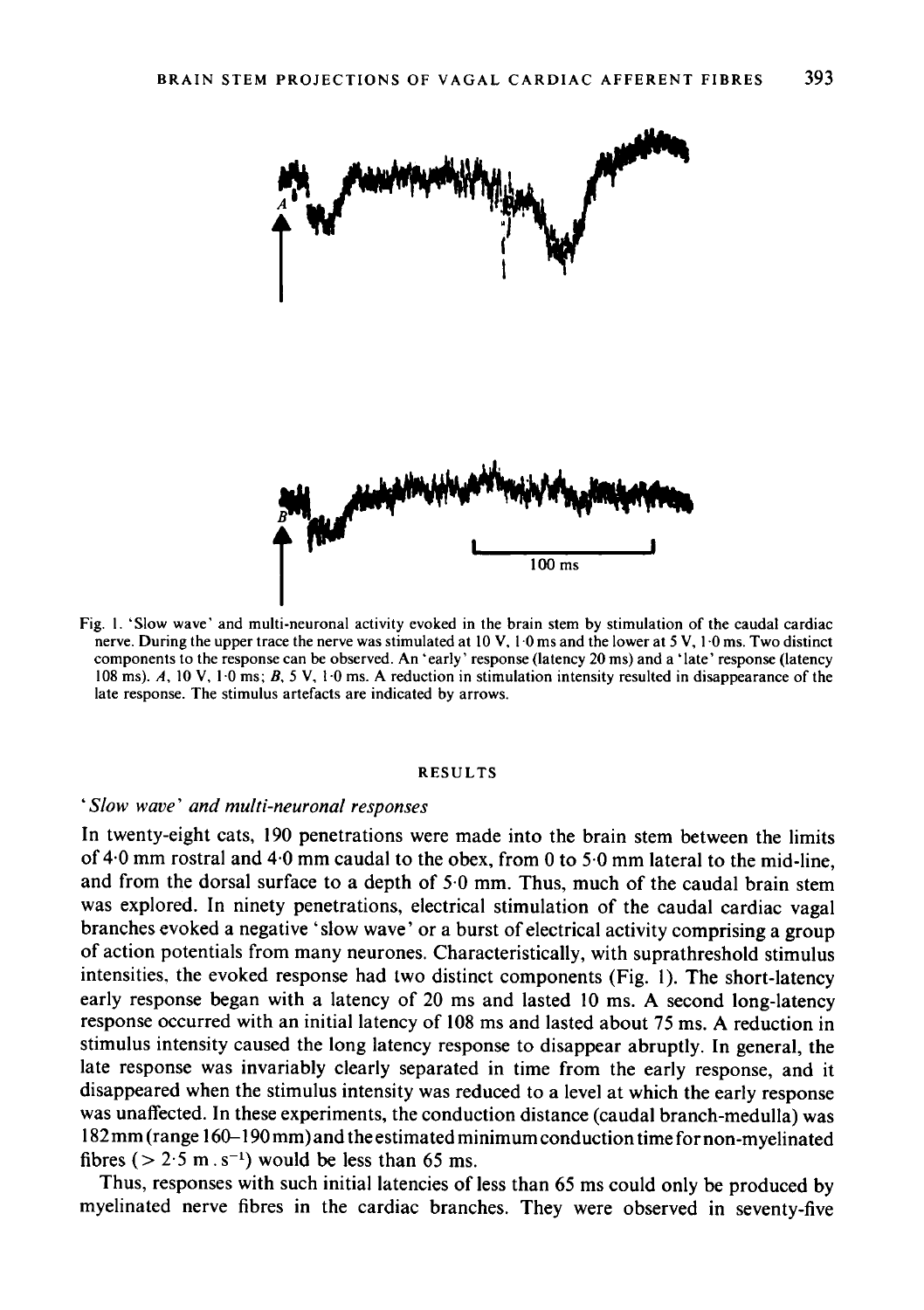Fig. 1. 'Slow wave' and multi-neuronal activity evoked in the brain stem by stimulation of the caudal cardiac nerve. During the upper trace the nerve was stimulated at 10 V, 1·0 ms and the lower at 5 V, 1·0 ms. Two distinct components to the response can be observed. An 'early' response (latency 20 ms) and a 'late' response (latency 108 ms). *A*, 10 V, 1·0 ms; *B*, 5 V, 1·0 ms. A reduction in stimulation intensity resulted in disappearance of the late response. The stimulus artefacts are indicated by arrows.

## RESULTS

### *'Slow wave' and multi-neuronal responses*

In twenty-eight cats, 190 penetrations were made into the brain stem between the limits of 4·0 mm rostral and 4·0 mm caudal to the obex, from 0 to 5·0 mm lateral to the mid-line, and from the dorsal surface to a depth of 5·0 mm. Thus, much of the caudal brain stem was explored. In ninety penetrations, electrical stimulation of the caudal cardiac vagal branches evoked a negative 'slow wave' or a burst of electrical activity comprising a group of action potentials from many neurones. Characteristically, with suprathreshold stimulus intensities, the evoked response had two distinct components (Fig. 1). The short-latency early response began with a latency of 20 ms and lasted 10 ms. A second long-latency response occurred with an initial latency of 108 ms and lasted about 75 ms. A reduction in stimulus intensity caused the long latency response to disappear abruptly. In general, the late response was invariably clearly separated in time from the early response, and it disappeared when the stimulus intensity was reduced to a level at which the early response was unaffected. In these experiments, the conduction distance (caudal branch-medulla) was 182 mm (range 160–190 mm) and the estimated minimum conduction time for non-myelinated fibres ($> 2·5$ m . s$^{-1}$) would be less than 65 ms.

Thus, responses with such initial latencies of less than 65 ms could only be produced by myelinated nerve fibres in the cardiac branches. They were observed in seventy-five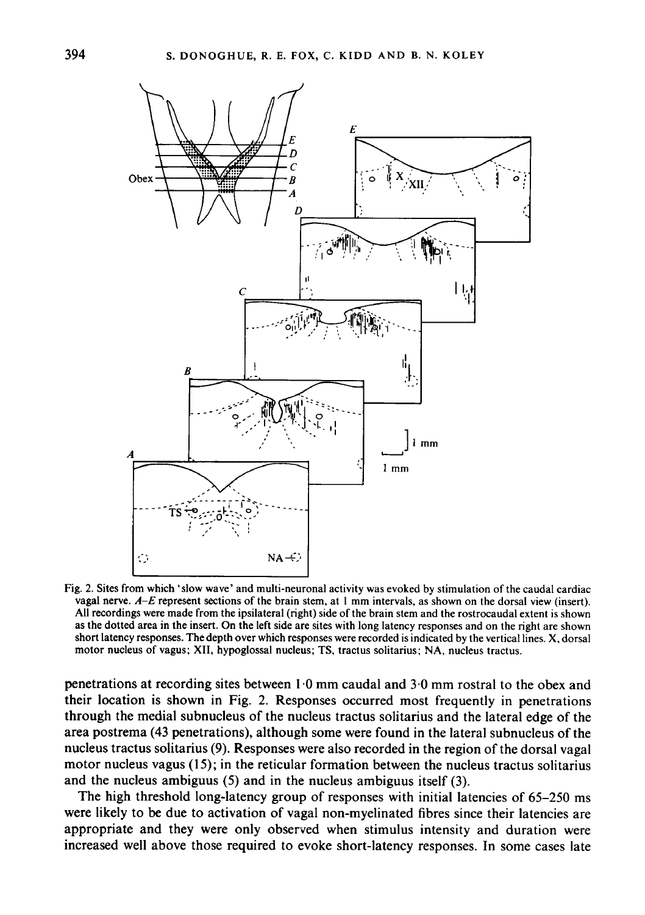Fig. 2. Sites from which 'slow wave' and multi-neuronal activity was evoked by stimulation of the caudal cardiac vagal nerve. *A–E* represent sections of the brain stem, at 1 mm intervals, as shown on the dorsal view (insert). All recordings were made from the ipsilateral (right) side of the brain stem and the rostrocaudal extent is shown as the dotted area in the insert. On the left side are sites with long latency responses and on the right are shown short latency responses. The depth over which responses were recorded is indicated by the vertical lines. X, dorsal motor nucleus of vagus; XII, hypoglossal nucleus; TS, tractus solitarius; NA, nucleus tractus.

penetrations at recording sites between 1·0 mm caudal and 3·0 mm rostral to the obex and their location is shown in Fig. 2. Responses occurred most frequently in penetrations through the medial subnucleus of the nucleus tractus solitarius and the lateral edge of the area postrema (43 penetrations), although some were found in the lateral subnucleus of the nucleus tractus solitarius (9). Responses were also recorded in the region of the dorsal vagal motor nucleus vagus (15); in the reticular formation between the nucleus tractus solitarius and the nucleus ambiguus (5) and in the nucleus ambiguus itself (3).

The high threshold long-latency group of responses with initial latencies of 65–250 ms were likely to be due to activation of vagal non-myelinated fibres since their latencies are appropriate and they were only observed when stimulus intensity and duration were increased well above those required to evoke short-latency responses. In some cases late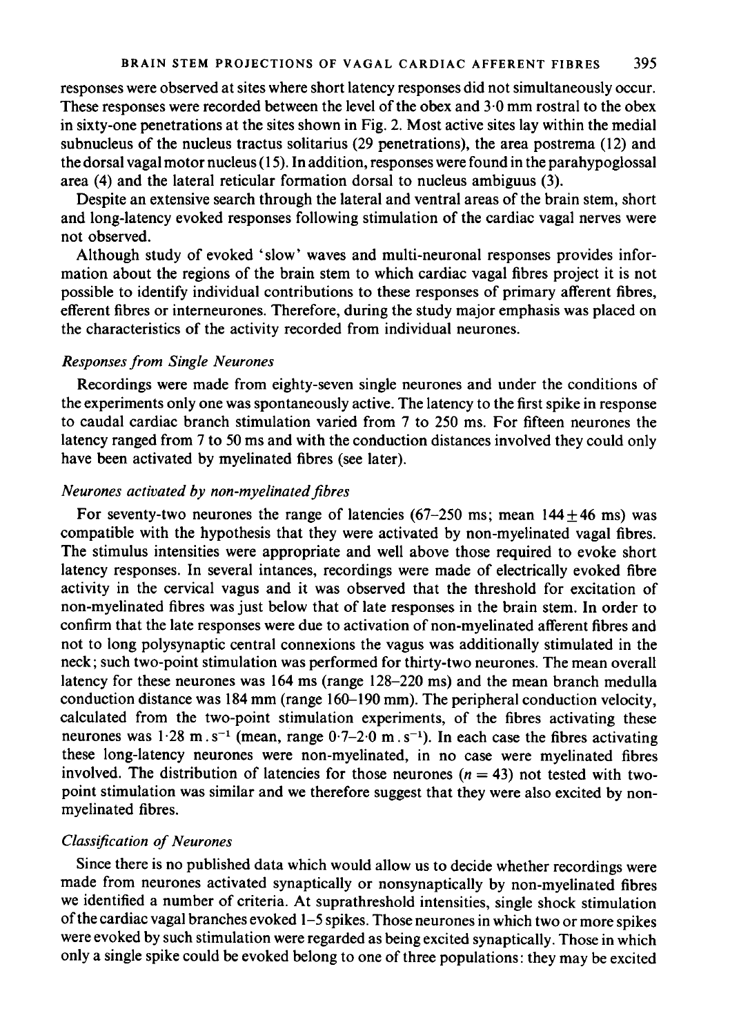responses were observed at sites where short latency responses did not simultaneously occur. These responses were recorded between the level of the obex and 3·0 mm rostral to the obex in sixty-one penetrations at the sites shown in Fig. 2. Most active sites lay within the medial subnucleus of the nucleus tractus solitarius (29 penetrations), the area postrema (12) and the dorsal vagal motor nucleus (15). In addition, responses were found in the parahypoglossal area (4) and the lateral reticular formation dorsal to nucleus ambiguus (3).

Despite an extensive search through the lateral and ventral areas of the brain stem, short and long-latency evoked responses following stimulation of the cardiac vagal nerves were not observed.

Although study of evoked 'slow' waves and multi-neuronal responses provides information about the regions of the brain stem to which cardiac vagal fibres project it is not possible to identify individual contributions to these responses of primary afferent fibres, efferent fibres or interneurones. Therefore, during the study major emphasis was placed on the characteristics of the activity recorded from individual neurones.

### *Responses from Single Neurones*

Recordings were made from eighty-seven single neurones and under the conditions of the experiments only one was spontaneously active. The latency to the first spike in response to caudal cardiac branch stimulation varied from 7 to 250 ms. For fifteen neurones the latency ranged from 7 to 50 ms and with the conduction distances involved they could only have been activated by myelinated fibres (see later).

### *Neurones activated by non-myelinated fibres*

For seventy-two neurones the range of latencies (67–250 ms; mean $144 \pm 46$ ms) was compatible with the hypothesis that they were activated by non-myelinated vagal fibres. The stimulus intensities were appropriate and well above those required to evoke short latency responses. In several intances, recordings were made of electrically evoked fibre activity in the cervical vagus and it was observed that the threshold for excitation of non-myelinated fibres was just below that of late responses in the brain stem. In order to confirm that the late responses were due to activation of non-myelinated afferent fibres and not to long polysynaptic central connexions the vagus was additionally stimulated in the neck; such two-point stimulation was performed for thirty-two neurones. The mean overall latency for these neurones was 164 ms (range 128–220 ms) and the mean branch medulla conduction distance was 184 mm (range 160–190 mm). The peripheral conduction velocity, calculated from the two-point stimulation experiments, of the fibres activating these neurones was 1·28 m . s$^{-1}$ (mean, range 0·7–2·0 m . s$^{-1}$). In each case the fibres activating these long-latency neurones were non-myelinated, in no case were myelinated fibres involved. The distribution of latencies for those neurones ($n = 43$) not tested with two-point stimulation was similar and we therefore suggest that they were also excited by non-myelinated fibres.

### *Classification of Neurones*

Since there is no published data which would allow us to decide whether recordings were made from neurones activated synaptically or nonsynaptically by non-myelinated fibres we identified a number of criteria. At suprathreshold intensities, single shock stimulation of the cardiac vagal branches evoked 1–5 spikes. Those neurones in which two or more spikes were evoked by such stimulation were regarded as being excited synaptically. Those in which only a single spike could be evoked belong to one of three populations: they may be excited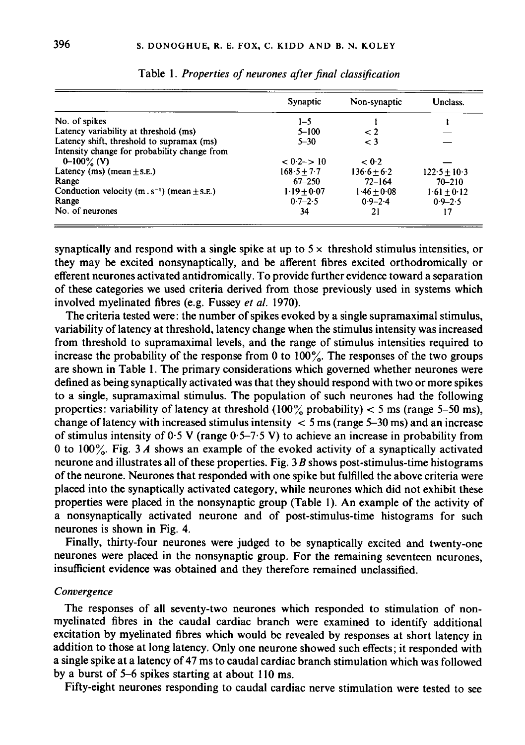Table 1. *Properties of neurones after final classification*

| | Synaptic | Non-synaptic | Unclass. |
|---|---|---|---|
| No. of spikes | 1–5 | 1 | 1 |
| Latency variability at threshold (ms) | 5–100 | < 2 | — |
| Latency shift, threshold to supramax (ms) | 5–30 | < 3 | — |
| Intensity change for probability change from 0–100% (V) | < 0·2–> 10 | < 0·2 | — |
| Latency (ms) (mean ± S.E.) | 168·5 ± 7·7 | 136·6 ± 6·2 | 122·5 ± 10·3 |
| Range | 67–250 | 72–164 | 70–210 |
| Conduction velocity ($m \cdot s^{-1}$) (mean ± S.E.) | 1·19 ± 0·07 | 1·46 ± 0·08 | 1·61 ± 0·12 |
| Range | 0·7–2·5 | 0·9–2·4 | 0·9–2·5 |
| No. of neurones | 34 | 21 | 17 |

synaptically and respond with a single spike at up to 5 × threshold stimulus intensities, or they may be excited nonsynaptically, and be afferent fibres excited orthodromically or efferent neurones activated antidromically. To provide further evidence toward a separation of these categories we used criteria derived from those previously used in systems which involved myelinated fibres (e.g. Fussey *et al.* 1970).

The criteria tested were: the number of spikes evoked by a single supramaximal stimulus, variability of latency at threshold, latency change when the stimulus intensity was increased from threshold to supramaximal levels, and the range of stimulus intensities required to increase the probability of the response from 0 to 100%. The responses of the two groups are shown in Table 1. The primary considerations which governed whether neurones were defined as being synaptically activated was that they should respond with two or more spikes to a single, supramaximal stimulus. The population of such neurones had the following properties: variability of latency at threshold (100% probability) < 5 ms (range 5–50 ms), change of latency with increased stimulus intensity < 5 ms (range 5–30 ms) and an increase of stimulus intensity of 0·5 V (range 0·5–7·5 V) to achieve an increase in probability from 0 to 100%. Fig. 3*A* shows an example of the evoked activity of a synaptically activated neurone and illustrates all of these properties. Fig. 3*B* shows post-stimulus-time histograms of the neurone. Neurones that responded with one spike but fulfilled the above criteria were placed into the synaptically activated category, while neurones which did not exhibit these properties were placed in the nonsynaptic group (Table 1). An example of the activity of a nonsynaptically activated neurone and of post-stimulus-time histograms for such neurones is shown in Fig. 4.

Finally, thirty-four neurones were judged to be synaptically excited and twenty-one neurones were placed in the nonsynaptic group. For the remaining seventeen neurones, insufficient evidence was obtained and they therefore remained unclassified.

### *Convergence*

The responses of all seventy-two neurones which responded to stimulation of non-myelinated fibres in the caudal cardiac branch were examined to identify additional excitation by myelinated fibres which would be revealed by responses at short latency in addition to those at long latency. Only one neurone showed such effects; it responded with a single spike at a latency of 47 ms to caudal cardiac branch stimulation which was followed by a burst of 5–6 spikes starting at about 110 ms.

Fifty-eight neurones responding to caudal cardiac nerve stimulation were tested to see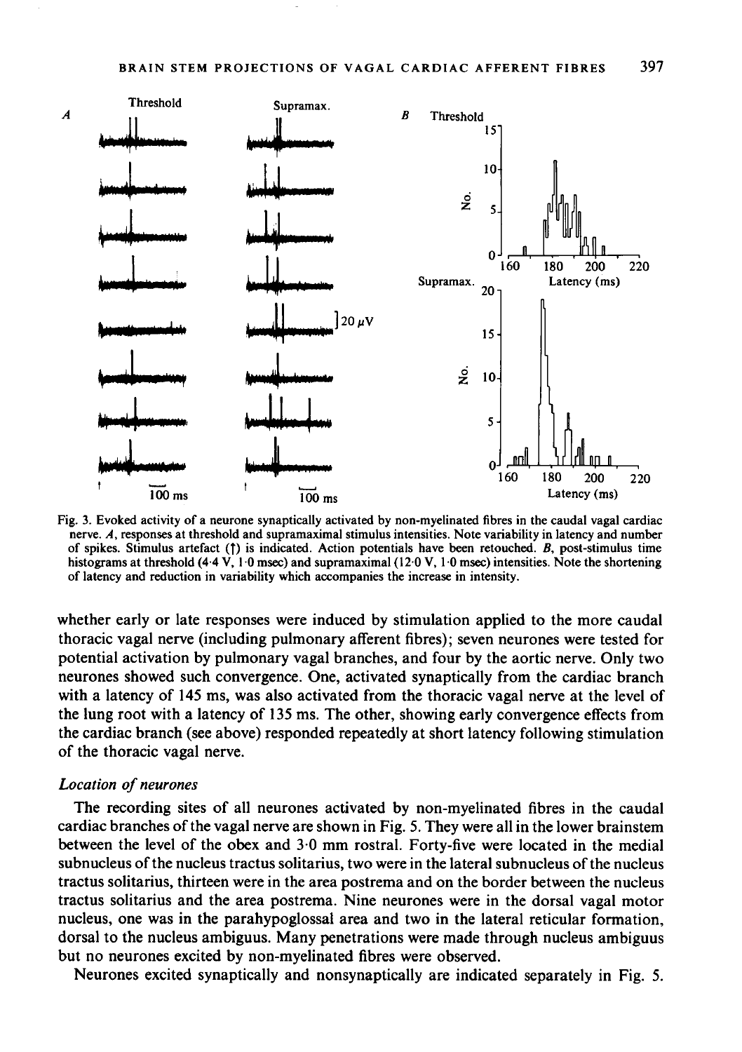Fig. 3. Evoked activity of a neurone synaptically activated by non-myelinated fibres in the caudal vagal cardiac nerve. *A*, responses at threshold and supramaximal stimulus intensities. Note variability in latency and number of spikes. Stimulus artefact (↑) is indicated. Action potentials have been retouched. *B*, post-stimulus time histograms at threshold (4·4 V, 1·0 msec) and supramaximal (12·0 V, 1·0 msec) intensities. Note the shortening of latency and reduction in variability which accompanies the increase in intensity.

whether early or late responses were induced by stimulation applied to the more caudal thoracic vagal nerve (including pulmonary afferent fibres); seven neurones were tested for potential activation by pulmonary vagal branches, and four by the aortic nerve. Only two neurones showed such convergence. One, activated synaptically from the cardiac branch with a latency of 145 ms, was also activated from the thoracic vagal nerve at the level of the lung root with a latency of 135 ms. The other, showing early convergence effects from the cardiac branch (see above) responded repeatedly at short latency following stimulation of the thoracic vagal nerve.

### *Location of neurones*

The recording sites of all neurones activated by non-myelinated fibres in the caudal cardiac branches of the vagal nerve are shown in Fig. 5. They were all in the lower brainstem between the level of the obex and 3·0 mm rostral. Forty-five were located in the medial subnucleus of the nucleus tractus solitarius, two were in the lateral subnucleus of the nucleus tractus solitarius, thirteen were in the area postrema and on the border between the nucleus tractus solitarius and the area postrema. Nine neurones were in the dorsal vagal motor nucleus, one was in the parahypoglossal area and two in the lateral reticular formation, dorsal to the nucleus ambiguus. Many penetrations were made through nucleus ambiguus but no neurones excited by non-myelinated fibres were observed.

Neurones excited synaptically and nonsynaptically are indicated separately in Fig. 5.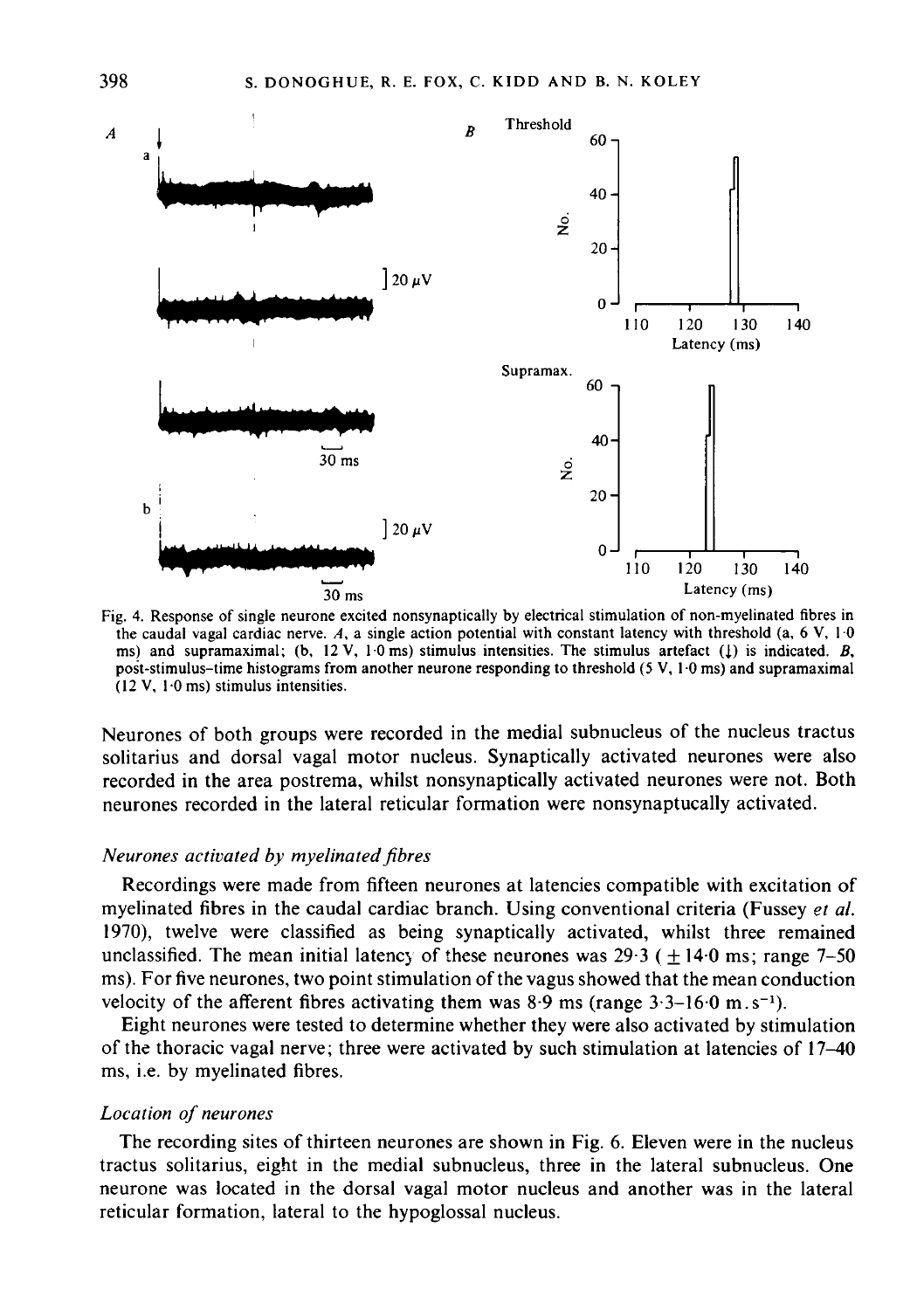Fig. 4. Response of single neurone excited nonsynaptically by electrical stimulation of non-myelinated fibres in the caudal vagal cardiac nerve. *A*, a single action potential with constant latency with threshold (a, 6 V, 1·0 ms) and supramaximal; (b, 12 V, 1·0 ms) stimulus intensities. The stimulus artefact (↓) is indicated. *B*, post-stimulus-time histograms from another neurone responding to threshold (5 V, 1·0 ms) and supramaximal (12 V, 1·0 ms) stimulus intensities.

Neurones of both groups were recorded in the medial subnucleus of the nucleus tractus solitarius and dorsal vagal motor nucleus. Synaptically activated neurones were also recorded in the area postrema, whilst nonsynaptically activated neurones were not. Both neurones recorded in the lateral reticular formation were nonsynaptucally activated.

### *Neurones activated by myelinated fibres*

Recordings were made from fifteen neurones at latencies compatible with excitation of myelinated fibres in the caudal cardiac branch. Using conventional criteria (Fussey *et al.* 1970), twelve were classified as being synaptically activated, whilst three remained unclassified. The mean initial latency of these neurones was 29·3 ($\pm$ 14·0 ms; range 7–50 ms). For five neurones, two point stimulation of the vagus showed that the mean conduction velocity of the afferent fibres activating them was 8·9 ms (range 3·3–16·0 m.s$^{-1}$).

Eight neurones were tested to determine whether they were also activated by stimulation of the thoracic vagal nerve; three were activated by such stimulation at latencies of 17–40 ms, i.e. by myelinated fibres.

### *Location of neurones*

The recording sites of thirteen neurones are shown in Fig. 6. Eleven were in the nucleus tractus solitarius, eight in the medial subnucleus, three in the lateral subnucleus. One neurone was located in the dorsal vagal motor nucleus and another was in the lateral reticular formation, lateral to the hypoglossal nucleus.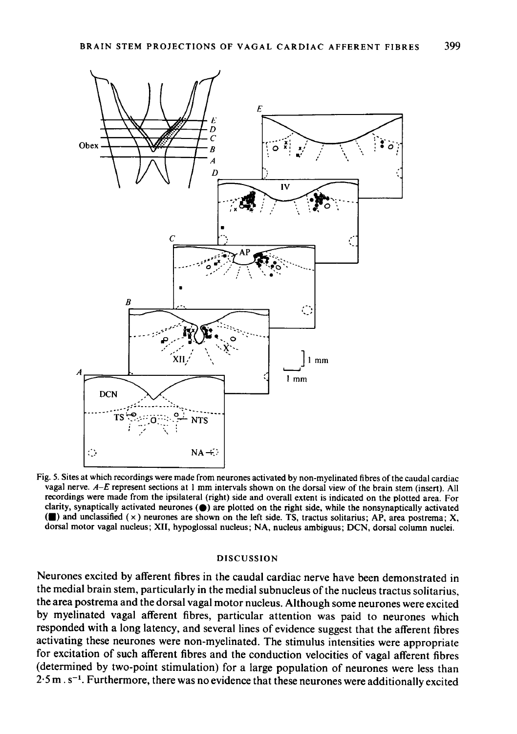Fig. 5. Sites at which recordings were made from neurones activated by non-myelinated fibres of the caudal cardiac vagal nerve. *A–E* represent sections at 1 mm intervals shown on the dorsal view of the brain stem (insert). All recordings were made from the ipsilateral (right) side and overall extent is indicated on the plotted area. For clarity, synaptically activated neurones (●) are plotted on the right side, while the nonsynaptically activated (■) and unclassified (×) neurones are shown on the left side. TS, tractus solitarius; AP, area postrema; X, dorsal motor vagal nucleus; XII, hypoglossal nucleus; NA, nucleus ambiguus; DCN, dorsal column nuclei.

## DISCUSSION

Neurones excited by afferent fibres in the caudal cardiac nerve have been demonstrated in the medial brain stem, particularly in the medial subnucleus of the nucleus tractus solitarius, the area postrema and the dorsal vagal motor nucleus. Although some neurones were excited by myelinated vagal afferent fibres, particular attention was paid to neurones which responded with a long latency, and several lines of evidence suggest that the afferent fibres activating these neurones were non-myelinated. The stimulus intensities were appropriate for excitation of such afferent fibres and the conduction velocities of vagal afferent fibres (determined by two-point stimulation) for a large population of neurones were less than $2{\cdot}5\ \mathrm{m}\,.\,\mathrm{s}^{-1}$. Furthermore, there was no evidence that these neurones were additionally excited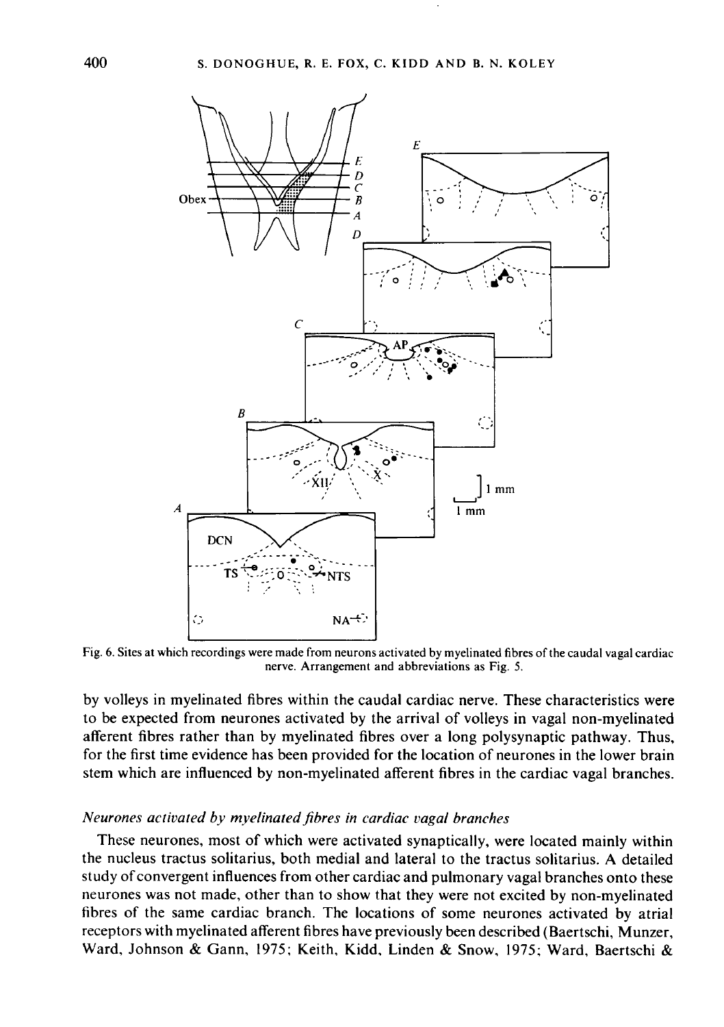Fig. 6. Sites at which recordings were made from neurons activated by myelinated fibres of the caudal vagal cardiac nerve. Arrangement and abbreviations as Fig. 5.

by volleys in myelinated fibres within the caudal cardiac nerve. These characteristics were to be expected from neurones activated by the arrival of volleys in vagal non-myelinated afferent fibres rather than by myelinated fibres over a long polysynaptic pathway. Thus, for the first time evidence has been provided for the location of neurones in the lower brain stem which are influenced by non-myelinated afferent fibres in the cardiac vagal branches.

### *Neurones activated by myelinated fibres in cardiac vagal branches*

These neurones, most of which were activated synaptically, were located mainly within the nucleus tractus solitarius, both medial and lateral to the tractus solitarius. A detailed study of convergent influences from other cardiac and pulmonary vagal branches onto these neurones was not made, other than to show that they were not excited by non-myelinated fibres of the same cardiac branch. The locations of some neurones activated by atrial receptors with myelinated afferent fibres have previously been described (Baertschi, Munzer, Ward, Johnson & Gann, 1975; Keith, Kidd, Linden & Snow, 1975; Ward, Baertschi &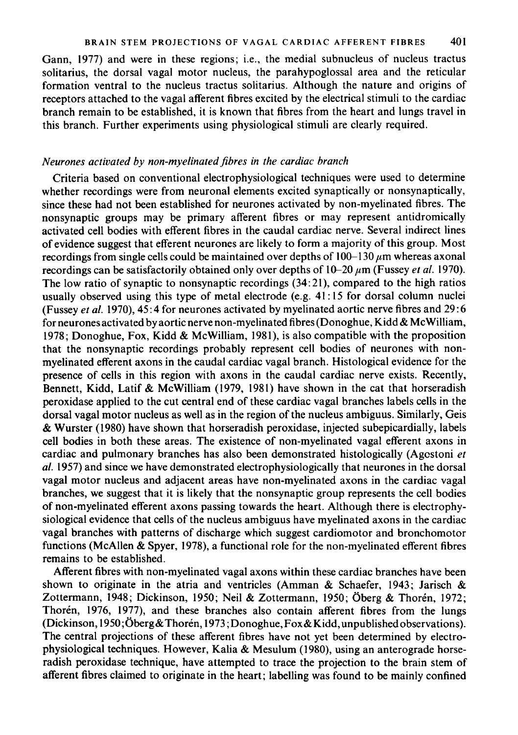Gann, 1977) and were in these regions; i.e., the medial subnucleus of nucleus tractus solitarius, the dorsal vagal motor nucleus, the parahypoglossal area and the reticular formation ventral to the nucleus tractus solitarius. Although the nature and origins of receptors attached to the vagal afferent fibres excited by the electrical stimuli to the cardiac branch remain to be established, it is known that fibres from the heart and lungs travel in this branch. Further experiments using physiological stimuli are clearly required.

### *Neurones activated by non-myelinated fibres in the cardiac branch*

Criteria based on conventional electrophysiological techniques were used to determine whether recordings were from neuronal elements excited synaptically or nonsynaptically, since these had not been established for neurones activated by non-myelinated fibres. The nonsynaptic groups may be primary afferent fibres or may represent antidromically activated cell bodies with efferent fibres in the caudal cardiac nerve. Several indirect lines of evidence suggest that efferent neurones are likely to form a majority of this group. Most recordings from single cells could be maintained over depths of 100–130 $\mu$m whereas axonal recordings can be satisfactorily obtained only over depths of 10–20 $\mu$m (Fussey *et al.* 1970). The low ratio of synaptic to nonsynaptic recordings (34:21), compared to the high ratios usually observed using this type of metal electrode (e.g. 41:15 for dorsal column nuclei (Fussey *et al.* 1970), 45:4 for neurones activated by myelinated aortic nerve fibres and 29:6 for neurones activated by aortic nerve non-myelinated fibres (Donoghue, Kidd & McWilliam, 1978; Donoghue, Fox, Kidd & McWilliam, 1981), is also compatible with the proposition that the nonsynaptic recordings probably represent cell bodies of neurones with non-myelinated efferent axons in the caudal cardiac vagal branch. Histological evidence for the presence of cells in this region with axons in the caudal cardiac nerve exists. Recently, Bennett, Kidd, Latif & McWilliam (1979, 1981) have shown in the cat that horseradish peroxidase applied to the cut central end of these cardiac vagal branches labels cells in the dorsal vagal motor nucleus as well as in the region of the nucleus ambiguus. Similarly, Geis & Wurster (1980) have shown that horseradish peroxidase, injected subepicardially, labels cell bodies in both these areas. The existence of non-myelinated vagal efferent axons in cardiac and pulmonary branches has also been demonstrated histologically (Agostoni *et al.* 1957) and since we have demonstrated electrophysiologically that neurones in the dorsal vagal motor nucleus and adjacent areas have non-myelinated axons in the cardiac vagal branches, we suggest that it is likely that the nonsynaptic group represents the cell bodies of non-myelinated efferent axons passing towards the heart. Although there is electrophysiological evidence that cells of the nucleus ambiguus have myelinated axons in the cardiac vagal branches with patterns of discharge which suggest cardiomotor and bronchomotor functions (McAllen & Spyer, 1978), a functional role for the non-myelinated efferent fibres remains to be established.

Afferent fibres with non-myelinated vagal axons within these cardiac branches have been shown to originate in the atria and ventricles (Amman & Schaefer, 1943; Jarisch & Zottermann, 1948; Dickinson, 1950; Neil & Zottermann, 1950; Öberg & Thorén, 1972; Thorén, 1976, 1977), and these branches also contain afferent fibres from the lungs (Dickinson, 1950; Öberg & Thorén, 1973; Donoghue, Fox & Kidd, unpublished observations). The central projections of these afferent fibres have not yet been determined by electrophysiological techniques. However, Kalia & Mesulum (1980), using an anterograde horseradish peroxidase technique, have attempted to trace the projection to the brain stem of afferent fibres claimed to originate in the heart; labelling was found to be mainly confined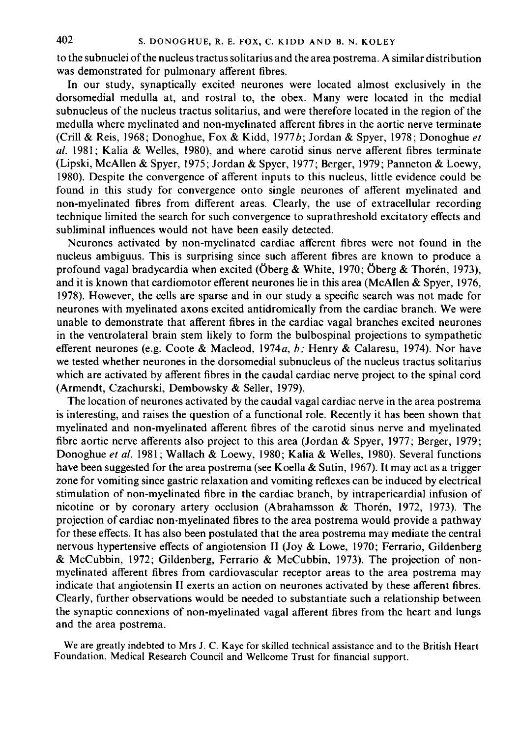to the subnuclei of the nucleus tractus solitarius and the area postrema. A similar distribution was demonstrated for pulmonary afferent fibres.

In our study, synaptically excited neurones were located almost exclusively in the dorsomedial medulla at, and rostral to, the obex. Many were located in the medial subnucleus of the nucleus tractus solitarius, and were therefore located in the region of the medulla where myelinated and non-myelinated afferent fibres in the aortic nerve terminate (Crill & Reis, 1968; Donoghue, Fox & Kidd, 1977*b*; Jordan & Spyer, 1978; Donoghue *et al.* 1981; Kalia & Welles, 1980), and where carotid sinus nerve afferent fibres terminate (Lipski, McAllen & Spyer, 1975; Jordan & Spyer, 1977; Berger, 1979; Panneton & Loewy, 1980). Despite the convergence of afferent inputs to this nucleus, little evidence could be found in this study for convergence onto single neurones of afferent myelinated and non-myelinated fibres from different areas. Clearly, the use of extracellular recording technique limited the search for such convergence to suprathreshold excitatory effects and subliminal influences would not have been easily detected.

Neurones activated by non-myelinated cardiac afferent fibres were not found in the nucleus ambiguus. This is surprising since such afferent fibres are known to produce a profound vagal bradycardia when excited (Öberg & White, 1970; Öberg & Thorén, 1973), and it is known that cardiomotor efferent neurones lie in this area (McAllen & Spyer, 1976, 1978). However, the cells are sparse and in our study a specific search was not made for neurones with myelinated axons excited antidromically from the cardiac branch. We were unable to demonstrate that afferent fibres in the cardiac vagal branches excited neurones in the ventrolateral brain stem likely to form the bulbospinal projections to sympathetic efferent neurones (e.g. Coote & Macleod, 1974*a*, *b*; Henry & Calaresu, 1974). Nor have we tested whether neurones in the dorsomedial subnucleus of the nucleus tractus solitarius which are activated by afferent fibres in the caudal cardiac nerve project to the spinal cord (Armendt, Czachurski, Dembowsky & Seller, 1979).

The location of neurones activated by the caudal vagal cardiac nerve in the area postrema is interesting, and raises the question of a functional role. Recently it has been shown that myelinated and non-myelinated afferent fibres of the carotid sinus nerve and myelinated fibre aortic nerve afferents also project to this area (Jordan & Spyer, 1977; Berger, 1979; Donoghue *et al.* 1981; Wallach & Loewy, 1980; Kalia & Welles, 1980). Several functions have been suggested for the area postrema (see Koella & Sutin, 1967). It may act as a trigger zone for vomiting since gastric relaxation and vomiting reflexes can be induced by electrical stimulation of non-myelinated fibre in the cardiac branch, by intrapericardial infusion of nicotine or by coronary artery occlusion (Abrahamsson & Thorén, 1972, 1973). The projection of cardiac non-myelinated fibres to the area postrema would provide a pathway for these effects. It has also been postulated that the area postrema may mediate the central nervous hypertensive effects of angiotension II (Joy & Lowe, 1970; Ferrario, Gildenberg & McCubbin, 1972; Gildenberg, Ferrario & McCubbin, 1973). The projection of non-myelinated afferent fibres from cardiovascular receptor areas to the area postrema may indicate that angiotensin II exerts an action on neurones activated by these afferent fibres. Clearly, further observations would be needed to substantiate such a relationship between the synaptic connexions of non-myelinated vagal afferent fibres from the heart and lungs and the area postrema.

We are greatly indebted to Mrs J. C. Kaye for skilled technical assistance and to the British Heart Foundation, Medical Research Council and Wellcome Trust for financial support.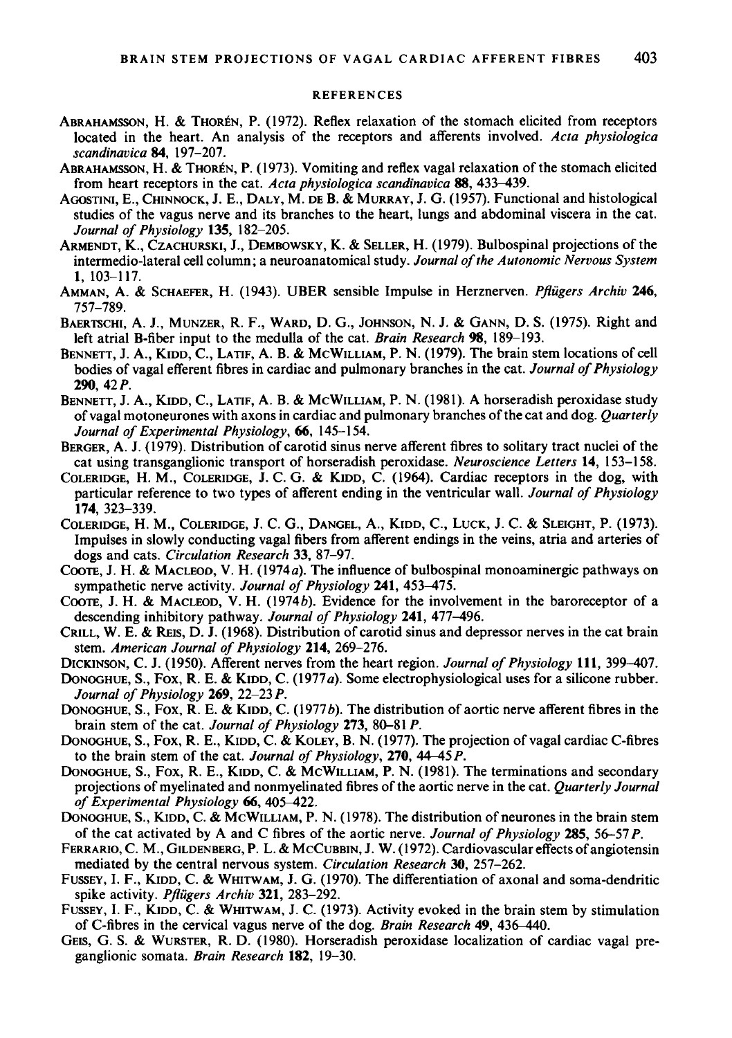## REFERENCES

ABRAHAMSSON, H. & THORÉN, P. (1972). Reflex relaxation of the stomach elicited from receptors located in the heart. An analysis of the receptors and afferents involved. *Acta physiologica scandinavica* **84**, 197–207.

ABRAHAMSSON, H. & THORÉN, P. (1973). Vomiting and reflex vagal relaxation of the stomach elicited from heart receptors in the cat. *Acta physiologica scandinavica* **88**, 433–439.

AGOSTINI, E., CHINNOCK, J. E., DALY, M. DE B. & MURRAY, J. G. (1957). Functional and histological studies of the vagus nerve and its branches to the heart, lungs and abdominal viscera in the cat. *Journal of Physiology* **135**, 182–205.

ARMENDT, K., CZACHURSKI, J., DEMBOWSKY, K. & SELLER, H. (1979). Bulbospinal projections of the intermedio-lateral cell column; a neuroanatomical study. *Journal of the Autonomic Nervous System* **1**, 103–117.

AMMAN, A. & SCHAEFER, H. (1943). UBER sensible Impulse in Herznerven. *Pflügers Archiv* **246**, 757–789.

BAERTSCHI, A. J., MUNZER, R. F., WARD, D. G., JOHNSON, N. J. & GANN, D. S. (1975). Right and left atrial B-fiber input to the medulla of the cat. *Brain Research* **98**, 189–193.

BENNETT, J. A., KIDD, C., LATIF, A. B. & MCWILLIAM, P. N. (1979). The brain stem locations of cell bodies of vagal efferent fibres in cardiac and pulmonary branches in the cat. *Journal of Physiology* **290**, 42 *P*.

BENNETT, J. A., KIDD, C., LATIF, A. B. & MCWILLIAM, P. N. (1981). A horseradish peroxidase study of vagal motoneurones with axons in cardiac and pulmonary branches of the cat and dog. *Quarterly Journal of Experimental Physiology*, **66**, 145–154.

BERGER, A. J. (1979). Distribution of carotid sinus nerve afferent fibres to solitary tract nuclei of the cat using transganglionic transport of horseradish peroxidase. *Neuroscience Letters* **14**, 153–158.

COLERIDGE, H. M., COLERIDGE, J. C. G. & KIDD, C. (1964). Cardiac receptors in the dog, with particular reference to two types of afferent ending in the ventricular wall. *Journal of Physiology* **174**, 323–339.

COLERIDGE, H. M., COLERIDGE, J. C. G., DANGEL, A., KIDD, C., LUCK, J. C. & SLEIGHT, P. (1973). Impulses in slowly conducting vagal fibers from afferent endings in the veins, atria and arteries of dogs and cats. *Circulation Research* **33**, 87–97.

COOTE, J. H. & MACLEOD, V. H. (1974*a*). The influence of bulbospinal monoaminergic pathways on sympathetic nerve activity. *Journal of Physiology* **241**, 453–475.

COOTE, J. H. & MACLEOD, V. H. (1974*b*). Evidence for the involvement in the baroreceptor of a descending inhibitory pathway. *Journal of Physiology* **241**, 477–496.

CRILL, W. E. & REIS, D. J. (1968). Distribution of carotid sinus and depressor nerves in the cat brain stem. *American Journal of Physiology* **214**, 269–276.

DICKINSON, C. J. (1950). Afferent nerves from the heart region. *Journal of Physiology* **111**, 399–407.

DONOGHUE, S., FOX, R. E. & KIDD, C. (1977*a*). Some electrophysiological uses for a silicone rubber. *Journal of Physiology* **269**, 22–23 *P*.

DONOGHUE, S., FOX, R. E. & KIDD, C. (1977*b*). The distribution of aortic nerve afferent fibres in the brain stem of the cat. *Journal of Physiology* **273**, 80–81 *P*.

DONOGHUE, S., FOX, R. E., KIDD, C. & KOLEY, B. N. (1977). The projection of vagal cardiac C-fibres to the brain stem of the cat. *Journal of Physiology*, **270**, 44–45 *P*.

DONOGHUE, S., FOX, R. E., KIDD, C. & MCWILLIAM, P. N. (1981). The terminations and secondary projections of myelinated and nonmyelinated fibres of the aortic nerve in the cat. *Quarterly Journal of Experimental Physiology* **66**, 405–422.

DONOGHUE, S., KIDD, C. & MCWILLIAM, P. N. (1978). The distribution of neurones in the brain stem of the cat activated by A and C fibres of the aortic nerve. *Journal of Physiology* **285**, 56–57 *P*.

FERRARIO, C. M., GILDENBERG, P. L. & MCCUBBIN, J. W. (1972). Cardiovascular effects of angiotensin mediated by the central nervous system. *Circulation Research* **30**, 257–262.

FUSSEY, I. F., KIDD, C. & WHITWAM, J. G. (1970). The differentiation of axonal and soma-dendritic spike activity. *Pflügers Archiv* **321**, 283–292.

FUSSEY, I. F., KIDD, C. & WHITWAM, J. C. (1973). Activity evoked in the brain stem by stimulation of C-fibres in the cervical vagus nerve of the dog. *Brain Research* **49**, 436–440.

GEIS, G. S. & WURSTER, R. D. (1980). Horseradish peroxidase localization of cardiac vagal preganglionic somata. *Brain Research* **182**, 19–30.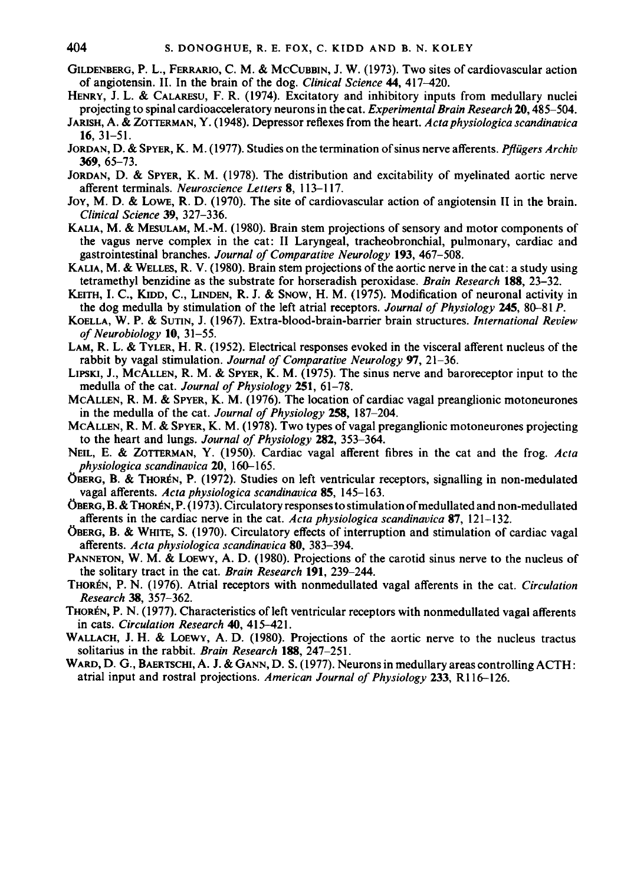Gildenberg, P. L., Ferrario, C. M. & McCubbin, J. W. (1973). Two sites of cardiovascular action of angiotensin. II. In the brain of the dog. *Clinical Science* **44**, 417–420.

Henry, J. L. & Calaresu, F. R. (1974). Excitatory and inhibitory inputs from medullary nuclei projecting to spinal cardioacceleratory neurons in the cat. *Experimental Brain Research* **20**, 485–504.

Jarish, A. & Zotterman, Y. (1948). Depressor reflexes from the heart. *Acta physiologica scandinavica* **16**, 31–51.

Jordan, D. & Spyer, K. M. (1977). Studies on the termination of sinus nerve afferents. *Pflügers Archiv* **369**, 65–73.

Jordan, D. & Spyer, K. M. (1978). The distribution and excitability of myelinated aortic nerve afferent terminals. *Neuroscience Letters* **8**, 113–117.

Joy, M. D. & Lowe, R. D. (1970). The site of cardiovascular action of angiotensin II in the brain. *Clinical Science* **39**, 327–336.

Kalia, M. & Mesulam, M.-M. (1980). Brain stem projections of sensory and motor components of the vagus nerve complex in the cat: II Laryngeal, tracheobronchial, pulmonary, cardiac and gastrointestinal branches. *Journal of Comparative Neurology* **193**, 467–508.

Kalia, M. & Welles, R. V. (1980). Brain stem projections of the aortic nerve in the cat: a study using tetramethyl benzidine as the substrate for horseradish peroxidase. *Brain Research* **188**, 23–32.

Keith, I. C., Kidd, C., Linden, R. J. & Snow, H. M. (1975). Modification of neuronal activity in the dog medulla by stimulation of the left atrial receptors. *Journal of Physiology* **245**, 80–81 *P*.

Koella, W. P. & Sutin, J. (1967). Extra-blood-brain-barrier brain structures. *International Review of Neurobiology* **10**, 31–55.

Lam, R. L. & Tyler, H. R. (1952). Electrical responses evoked in the visceral afferent nucleus of the rabbit by vagal stimulation. *Journal of Comparative Neurology* **97**, 21–36.

Lipski, J., McAllen, R. M. & Spyer, K. M. (1975). The sinus nerve and baroreceptor input to the medulla of the cat. *Journal of Physiology* **251**, 61–78.

McAllen, R. M. & Spyer, K. M. (1976). The location of cardiac vagal preanglionic motoneurones in the medulla of the cat. *Journal of Physiology* **258**, 187–204.

McAllen, R. M. & Spyer, K. M. (1978). Two types of vagal preganglionic motoneurones projecting to the heart and lungs. *Journal of Physiology* **282**, 353–364.

Neil, E. & Zotterman, Y. (1950). Cardiac vagal afferent fibres in the cat and the frog. *Acta physiologica scandinavica* **20**, 160–165.

Öberg, B. & Thorén, P. (1972). Studies on left ventricular receptors, signalling in non-medulated vagal afferents. *Acta physiologica scandinavica* **85**, 145–163.

Öberg, B. & Thorén, P. (1973). Circulatory responses to stimulation of medullated and non-medullated afferents in the cardiac nerve in the cat. *Acta physiologica scandinavica* **87**, 121–132.

Öberg, B. & White, S. (1970). Circulatory effects of interruption and stimulation of cardiac vagal afferents. *Acta physiologica scandinavica* **80**, 383–394.

Panneton, W. M. & Loewy, A. D. (1980). Projections of the carotid sinus nerve to the nucleus of the solitary tract in the cat. *Brain Research* **191**, 239–244.

Thorén, P. N. (1976). Atrial receptors with nonmedullated vagal afferents in the cat. *Circulation Research* **38**, 357–362.

Thorén, P. N. (1977). Characteristics of left ventricular receptors with nonmedullated vagal afferents in cats. *Circulation Research* **40**, 415–421.

Wallach, J. H. & Loewy, A. D. (1980). Projections of the aortic nerve to the nucleus tractus solitarius in the rabbit. *Brain Research* **188**, 247–251.

Ward, D. G., Baertschi, A. J. & Gann, D. S. (1977). Neurons in medullary areas controlling ACTH: atrial input and rostral projections. *American Journal of Physiology* **233**, R116–126.